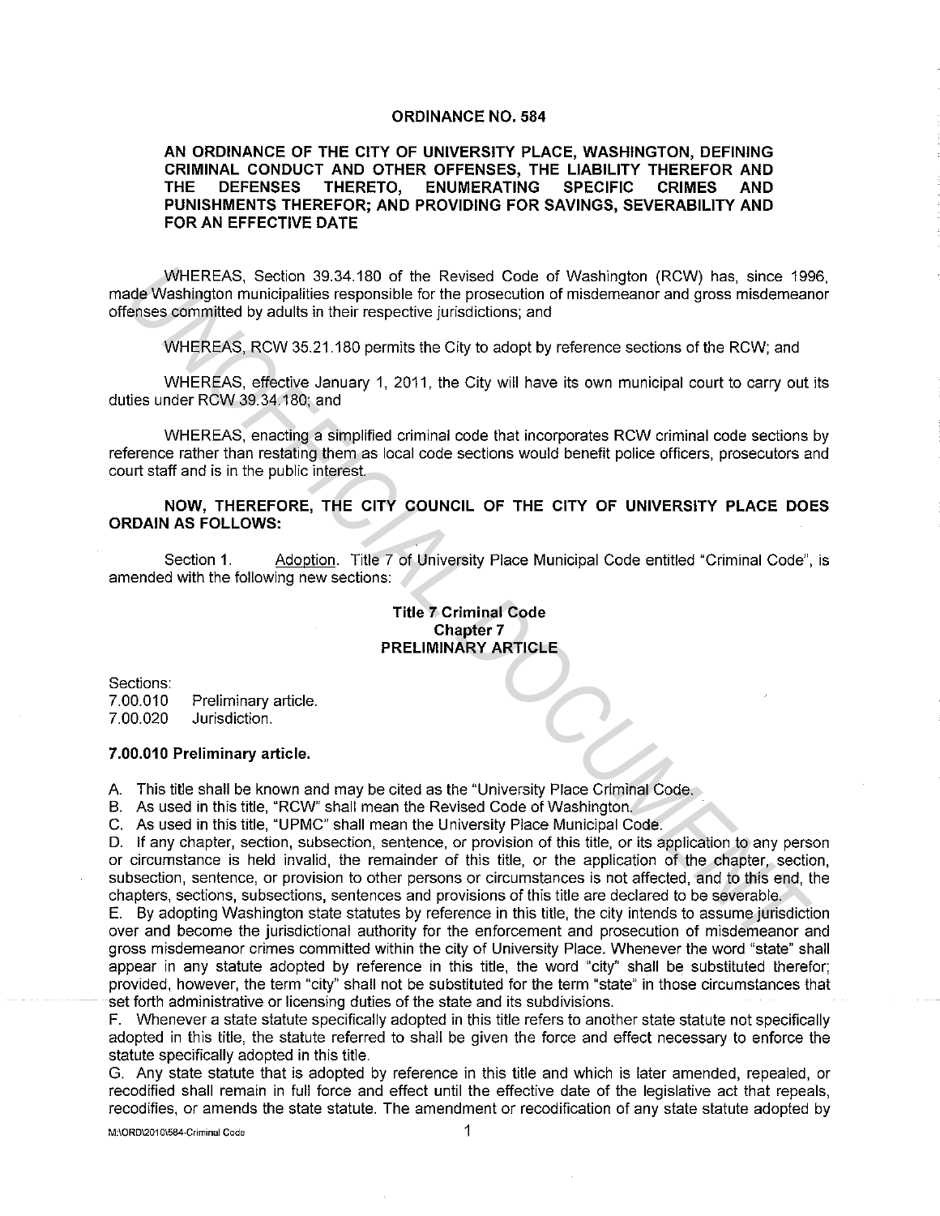# ORDINANCE NO. 584

## AN ORDINANCE OF THE CITY OF UNIVERSITY PLACE, WASHINGTON, DEFINING CRIMINAL CONDUCT AND OTHER OFFENSES, THE LIABILITY THEREFOR AND THE DEFENSES THERETO, ENUMERATING SPECIFIC CRIMES AND PUNISHMENTS THEREFOR; AND PROVIDING FOR SAVINGS, SEVERABILITY AND FOR AN EFFECTIVE DATE

WHEREAS, Section 39.34.180 of the Revised Code of Washington (RCW) has, since 1996, made Washington municipalities responsible for the prosecution of misdemeanor and gross misdemeanor offenses committed by adults in their respective jurisdictions; and

WHEREAS, RCW 35.21.180 permits the City to adopt by reference sections of the RCW; and

WHEREAS, effective January 1, 2011, the City will have its own municipal court to carry out its duties under RCW 39.34.180; and

WHEREAS, enacting a simplified criminal code that incorporates RCW criminal code sections by reference rather than restating them as local code sections would benefit police officers, prosecutors and court staff and is in the public interest.

**NOW, THEREFORE, THE CITY COUNCIL OF THE CITY OF UNIVERSITY PLACE DOES ORDAIN AS FOLLOWS:**

Section 1. Adoption. Title 7 of University Place Municipal Code entitled "Criminal Code", is amended with the following new sections:

### Title 7 Criminal Code
### Chapter 7
### PRELIMINARY ARTICLE

Sections:
7.00.010 Preliminary article.
7.00.020 Jurisdiction.

**7.00.010 Preliminary article.**

A. This title shall be known and may be cited as the "University Place Criminal Code.

B. As used in this title, "RCW" shall mean the Revised Code of Washington.

C. As used in this title, "UPMC" shall mean the University Place Municipal Code.

D. If any chapter, section, subsection, sentence, or provision of this title, or its application to any person or circumstance is held invalid, the remainder of this title, or the application of the chapter, section, subsection, sentence, or provision to other persons or circumstances is not affected, and to this end, the chapters, sections, subsections, sentences and provisions of this title are declared to be severable.

E. By adopting Washington state statutes by reference in this title, the city intends to assume jurisdiction over and become the jurisdictional authority for the enforcement and prosecution of misdemeanor and gross misdemeanor crimes committed within the city of University Place. Whenever the word "state" shall appear in any statute adopted by reference in this title, the word "city" shall be substituted therefor; provided, however, the term "city" shall not be substituted for the term "state" in those circumstances that set forth administrative or licensing duties of the state and its subdivisions.

F. Whenever a state statute specifically adopted in this title refers to another state statute not specifically adopted in this title, the statute referred to shall be given the force and effect necessary to enforce the statute specifically adopted in this title.

G. Any state statute that is adopted by reference in this title and which is later amended, repealed, or recodified shall remain in full force and effect until the effective date of the legislative act that repeals, recodifies, or amends the state statute. The amendment or recodification of any state statute adopted by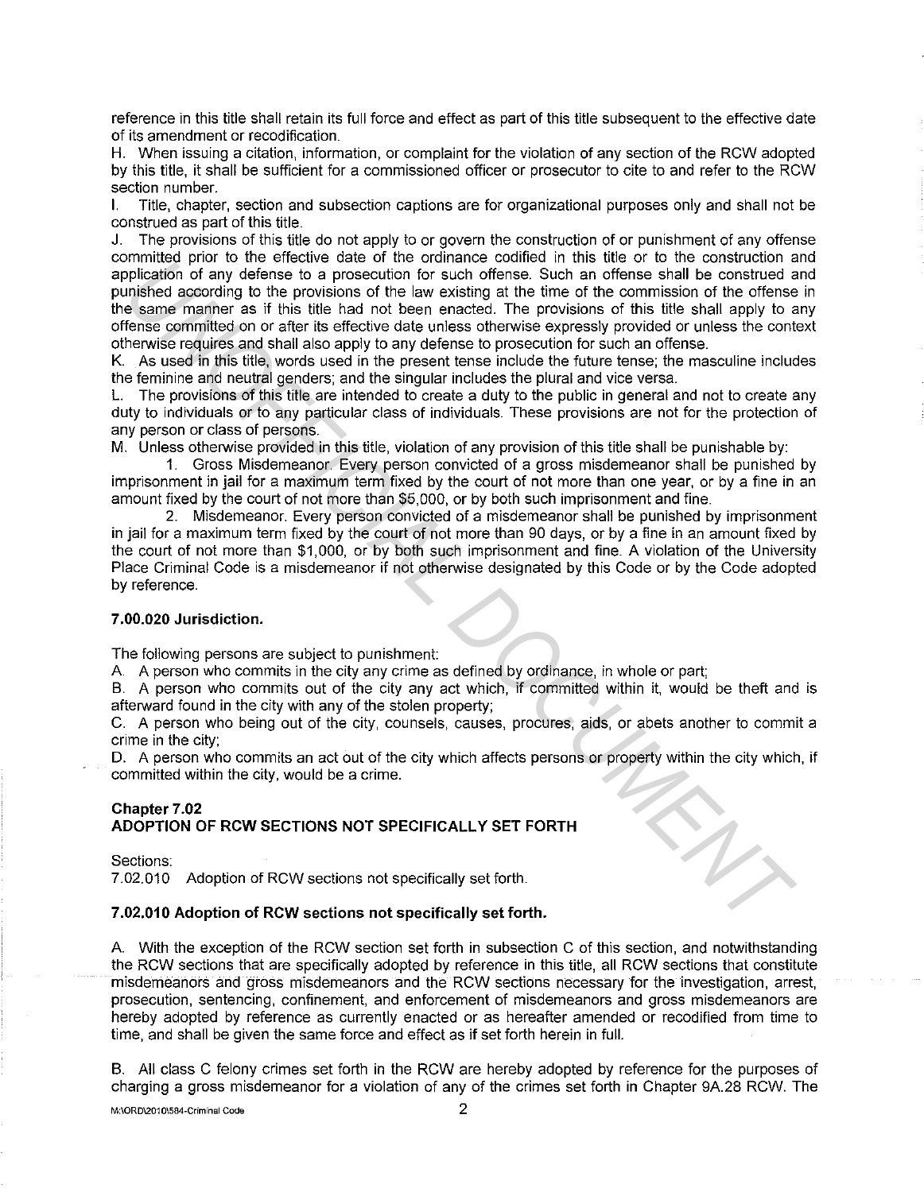reference in this title shall retain its full force and effect as part of this title subsequent to the effective date of its amendment or recodification.

H. When issuing a citation, information, or complaint for the violation of any section of the RCW adopted by this title, it shall be sufficient for a commissioned officer or prosecutor to cite to and refer to the RCW section number.

I. Title, chapter, section and subsection captions are for organizational purposes only and shall not be construed as part of this title.

J. The provisions of this title do not apply to or govern the construction of or punishment of any offense committed prior to the effective date of the ordinance codified in this title or to the construction and application of any defense to a prosecution for such offense. Such an offense shall be construed and punished according to the provisions of the law existing at the time of the commission of the offense in the same manner as if this title had not been enacted. The provisions of this title shall apply to any offense committed on or after its effective date unless otherwise expressly provided or unless the context otherwise requires and shall also apply to any defense to prosecution for such an offense.

K. As used in this title, words used in the present tense include the future tense; the masculine includes the feminine and neutral genders; and the singular includes the plural and vice versa.

L. The provisions of this title are intended to create a duty to the public in general and not to create any duty to individuals or to any particular class of individuals. These provisions are not for the protection of any person or class of persons.

M. Unless otherwise provided in this title, violation of any provision of this title shall be punishable by:

1. Gross Misdemeanor. Every person convicted of a gross misdemeanor shall be punished by imprisonment in jail for a maximum term fixed by the court of not more than one year, or by a fine in an amount fixed by the court of not more than $5,000, or by both such imprisonment and fine.

2. Misdemeanor. Every person convicted of a misdemeanor shall be punished by imprisonment in jail for a maximum term fixed by the court of not more than 90 days, or by a fine in an amount fixed by the court of not more than $1,000, or by both such imprisonment and fine. A violation of the University Place Criminal Code is a misdemeanor if not otherwise designated by this Code or by the Code adopted by reference.

### 7.00.020 Jurisdiction.

The following persons are subject to punishment:

A. A person who commits in the city any crime as defined by ordinance, in whole or part;

B. A person who commits out of the city any act which, if committed within it, would be theft and is afterward found in the city with any of the stolen property;

C. A person who being out of the city, counsels, causes, procures, aids, or abets another to commit a crime in the city;

D. A person who commits an act out of the city which affects persons or property within the city which, if committed within the city, would be a crime.

## Chapter 7.02
## ADOPTION OF RCW SECTIONS NOT SPECIFICALLY SET FORTH

Sections:

7.02.010 Adoption of RCW sections not specifically set forth.

### 7.02.010 Adoption of RCW sections not specifically set forth.

A. With the exception of the RCW section set forth in subsection C of this section, and notwithstanding the RCW sections that are specifically adopted by reference in this title, all RCW sections that constitute misdemeanors and gross misdemeanors and the RCW sections necessary for the investigation, arrest, prosecution, sentencing, confinement, and enforcement of misdemeanors and gross misdemeanors are hereby adopted by reference as currently enacted or as hereafter amended or recodified from time to time, and shall be given the same force and effect as if set forth herein in full.

B. All class C felony crimes set forth in the RCW are hereby adopted by reference for the purposes of charging a gross misdemeanor for a violation of any of the crimes set forth in Chapter 9A.28 RCW. The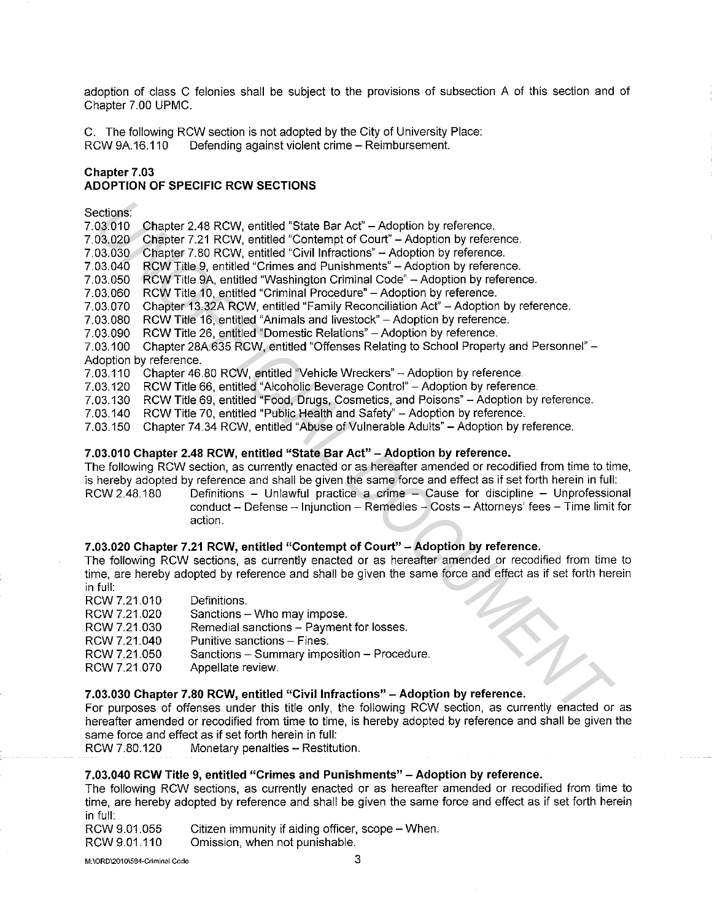adoption of class C felonies shall be subject to the provisions of subsection A of this section and of Chapter 7.00 UPMC.

C. The following RCW section is not adopted by the City of University Place:
RCW 9A.16.110 Defending against violent crime – Reimbursement.

**Chapter 7.03**
**ADOPTION OF SPECIFIC RCW SECTIONS**

Sections:
7.03.010 Chapter 2.48 RCW, entitled "State Bar Act" – Adoption by reference.
7.03.020 Chapter 7.21 RCW, entitled "Contempt of Court" – Adoption by reference.
7.03.030 Chapter 7.80 RCW, entitled "Civil Infractions" – Adoption by reference.
7.03.040 RCW Title 9, entitled "Crimes and Punishments" – Adoption by reference.
7.03.050 RCW Title 9A, entitled "Washington Criminal Code" – Adoption by reference.
7.03.060 RCW Title 10, entitled "Criminal Procedure" – Adoption by reference.
7.03.070 Chapter 13.32A RCW, entitled "Family Reconciliation Act" – Adoption by reference.
7.03.080 RCW Title 16, entitled "Animals and livestock" – Adoption by reference.
7.03.090 RCW Title 26, entitled "Domestic Relations" – Adoption by reference.
7.03.100 Chapter 28A.635 RCW, entitled "Offenses Relating to School Property and Personnel" – Adoption by reference.
7.03.110 Chapter 46.80 RCW, entitled "Vehicle Wreckers" – Adoption by reference.
7.03.120 RCW Title 66, entitled "Alcoholic Beverage Control" – Adoption by reference.
7.03.130 RCW Title 69, entitled "Food, Drugs, Cosmetics, and Poisons" – Adoption by reference.
7.03.140 RCW Title 70, entitled "Public Health and Safety" – Adoption by reference.
7.03.150 Chapter 74.34 RCW, entitled "Abuse of Vulnerable Adults" – Adoption by reference.

**7.03.010 Chapter 2.48 RCW, entitled "State Bar Act" – Adoption by reference.**
The following RCW section, as currently enacted or as hereafter amended or recodified from time to time, is hereby adopted by reference and shall be given the same force and effect as if set forth herein in full:
RCW 2.48.180 Definitions – Unlawful practice a crime – Cause for discipline – Unprofessional conduct – Defense – Injunction – Remedies – Costs – Attorneys' fees – Time limit for action.

**7.03.020 Chapter 7.21 RCW, entitled "Contempt of Court" – Adoption by reference.**
The following RCW sections, as currently enacted or as hereafter amended or recodified from time to time, are hereby adopted by reference and shall be given the same force and effect as if set forth herein in full:
RCW 7.21.010 Definitions.
RCW 7.21.020 Sanctions – Who may impose.
RCW 7.21.030 Remedial sanctions – Payment for losses.
RCW 7.21.040 Punitive sanctions – Fines.
RCW 7.21.050 Sanctions – Summary imposition – Procedure.
RCW 7.21.070 Appellate review.

**7.03.030 Chapter 7.80 RCW, entitled "Civil Infractions" – Adoption by reference.**
For purposes of offenses under this title only, the following RCW section, as currently enacted or as hereafter amended or recodified from time to time, is hereby adopted by reference and shall be given the same force and effect as if set forth herein in full:
RCW 7.80.120 Monetary penalties – Restitution.

**7.03.040 RCW Title 9, entitled "Crimes and Punishments" – Adoption by reference.**
The following RCW sections, as currently enacted or as hereafter amended or recodified from time to time, are hereby adopted by reference and shall be given the same force and effect as if set forth herein in full:
RCW 9.01.055 Citizen immunity if aiding officer, scope – When.
RCW 9.01.110 Omission, when not punishable.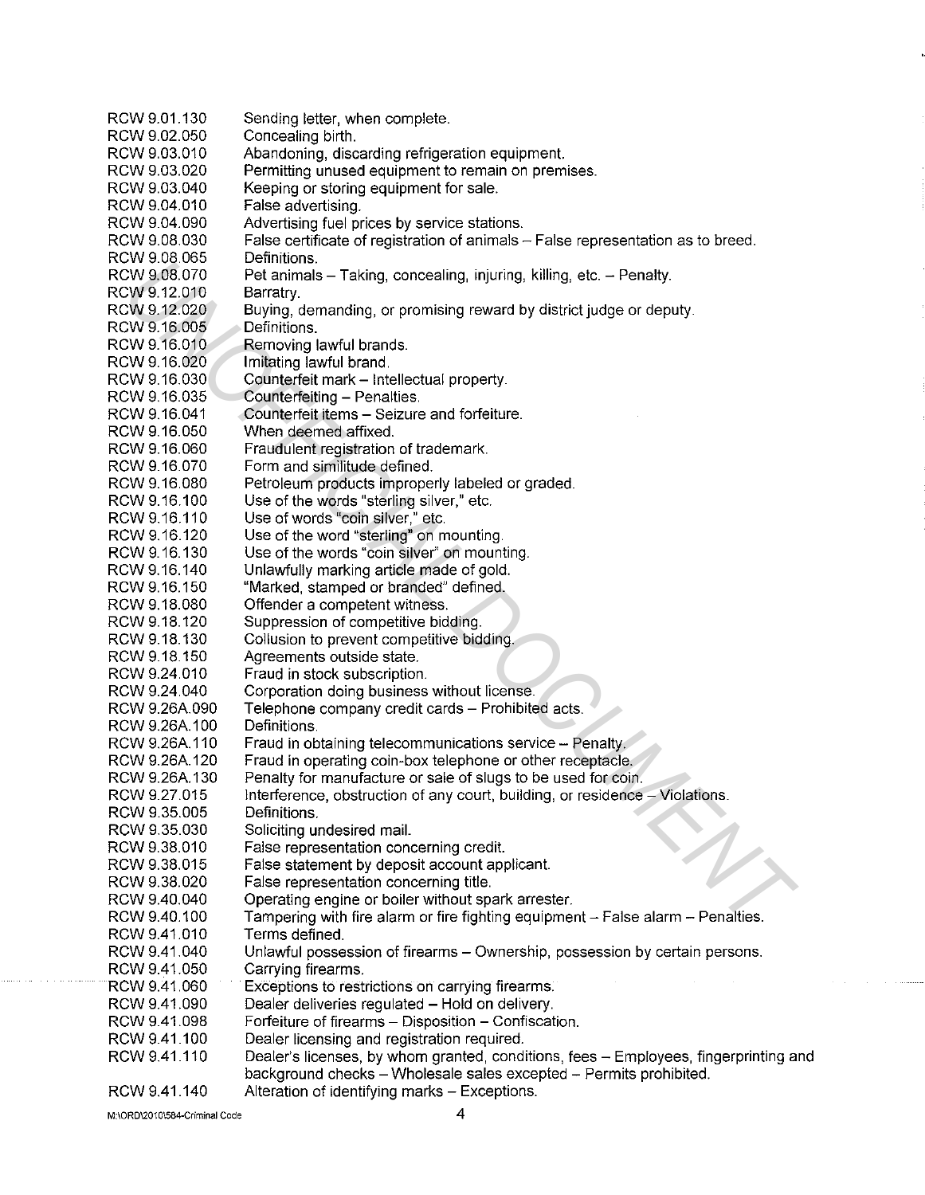| | |
|---|---|
| RCW 9.01.130 | Sending letter, when complete. |
| RCW 9.02.050 | Concealing birth. |
| RCW 9.03.010 | Abandoning, discarding refrigeration equipment. |
| RCW 9.03.020 | Permitting unused equipment to remain on premises. |
| RCW 9.03.040 | Keeping or storing equipment for sale. |
| RCW 9.04.010 | False advertising. |
| RCW 9.04.090 | Advertising fuel prices by service stations. |
| RCW 9.08.030 | False certificate of registration of animals – False representation as to breed. |
| RCW 9.08.065 | Definitions. |
| RCW 9.08.070 | Pet animals – Taking, concealing, injuring, killing, etc. – Penalty. |
| RCW 9.12.010 | Barratry. |
| RCW 9.12.020 | Buying, demanding, or promising reward by district judge or deputy. |
| RCW 9.16.005 | Definitions. |
| RCW 9.16.010 | Removing lawful brands. |
| RCW 9.16.020 | Imitating lawful brand. |
| RCW 9.16.030 | Counterfeit mark – Intellectual property. |
| RCW 9.16.035 | Counterfeiting – Penalties. |
| RCW 9.16.041 | Counterfeit items – Seizure and forfeiture. |
| RCW 9.16.050 | When deemed affixed. |
| RCW 9.16.060 | Fraudulent registration of trademark. |
| RCW 9.16.070 | Form and similitude defined. |
| RCW 9.16.080 | Petroleum products improperly labeled or graded. |
| RCW 9.16.100 | Use of the words "sterling silver," etc. |
| RCW 9.16.110 | Use of words "coin silver," etc. |
| RCW 9.16.120 | Use of the word "sterling" on mounting. |
| RCW 9.16.130 | Use of the words "coin silver" on mounting. |
| RCW 9.16.140 | Unlawfully marking article made of gold. |
| RCW 9.16.150 | "Marked, stamped or branded" defined. |
| RCW 9.18.080 | Offender a competent witness. |
| RCW 9.18.120 | Suppression of competitive bidding. |
| RCW 9.18.130 | Collusion to prevent competitive bidding. |
| RCW 9.18.150 | Agreements outside state. |
| RCW 9.24.010 | Fraud in stock subscription. |
| RCW 9.24.040 | Corporation doing business without license. |
| RCW 9.26A.090 | Telephone company credit cards – Prohibited acts. |
| RCW 9.26A.100 | Definitions. |
| RCW 9.26A.110 | Fraud in obtaining telecommunications service – Penalty. |
| RCW 9.26A.120 | Fraud in operating coin-box telephone or other receptacle. |
| RCW 9.26A.130 | Penalty for manufacture or sale of slugs to be used for coin. |
| RCW 9.27.015 | Interference, obstruction of any court, building, or residence – Violations. |
| RCW 9.35.005 | Definitions. |
| RCW 9.35.030 | Soliciting undesired mail. |
| RCW 9.38.010 | False representation concerning credit. |
| RCW 9.38.015 | False statement by deposit account applicant. |
| RCW 9.38.020 | False representation concerning title. |
| RCW 9.40.040 | Operating engine or boiler without spark arrester. |
| RCW 9.40.100 | Tampering with fire alarm or fire fighting equipment – False alarm – Penalties. |
| RCW 9.41.010 | Terms defined. |
| RCW 9.41.040 | Unlawful possession of firearms – Ownership, possession by certain persons. |
| RCW 9.41.050 | Carrying firearms. |
| RCW 9.41.060 | Exceptions to restrictions on carrying firearms. |
| RCW 9.41.090 | Dealer deliveries regulated – Hold on delivery. |
| RCW 9.41.098 | Forfeiture of firearms – Disposition – Confiscation. |
| RCW 9.41.100 | Dealer licensing and registration required. |
| RCW 9.41.110 | Dealer's licenses, by whom granted, conditions, fees – Employees, fingerprinting and background checks – Wholesale sales excepted – Permits prohibited. |
| RCW 9.41.140 | Alteration of identifying marks – Exceptions. |

M:\ORD\2010\584-Criminal Code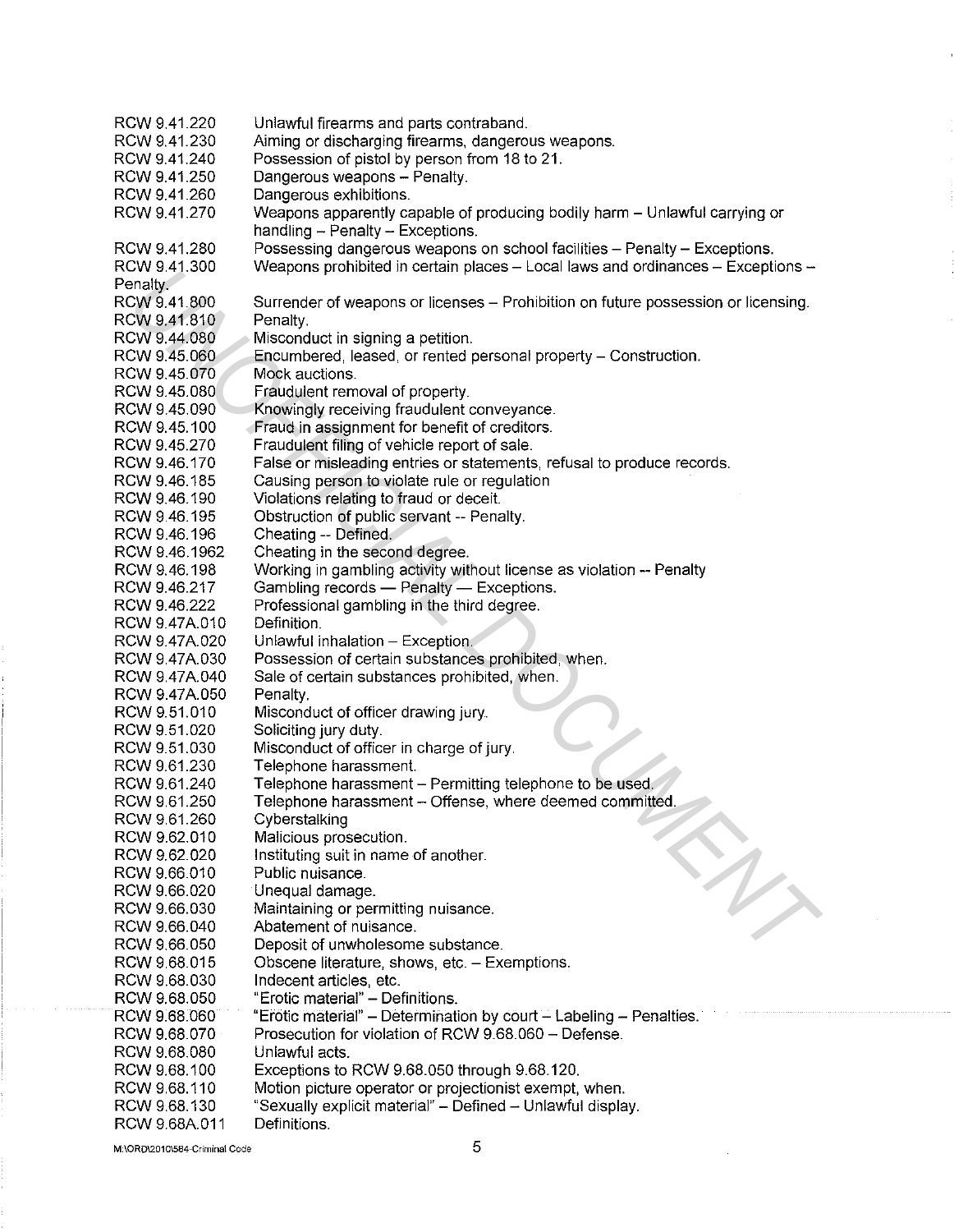RCW 9.41.220 Unlawful firearms and parts contraband.
RCW 9.41.230 Aiming or discharging firearms, dangerous weapons.
RCW 9.41.240 Possession of pistol by person from 18 to 21.
RCW 9.41.250 Dangerous weapons – Penalty.
RCW 9.41.260 Dangerous exhibitions.
RCW 9.41.270 Weapons apparently capable of producing bodily harm – Unlawful carrying or handling – Penalty – Exceptions.
RCW 9.41.280 Possessing dangerous weapons on school facilities – Penalty – Exceptions.
RCW 9.41.300 Weapons prohibited in certain places – Local laws and ordinances – Exceptions – Penalty.
RCW 9.41.800 Surrender of weapons or licenses – Prohibition on future possession or licensing.
RCW 9.41.810 Penalty.
RCW 9.44.080 Misconduct in signing a petition.
RCW 9.45.060 Encumbered, leased, or rented personal property – Construction.
RCW 9.45.070 Mock auctions.
RCW 9.45.080 Fraudulent removal of property.
RCW 9.45.090 Knowingly receiving fraudulent conveyance.
RCW 9.45.100 Fraud in assignment for benefit of creditors.
RCW 9.45.270 Fraudulent filing of vehicle report of sale.
RCW 9.46.170 False or misleading entries or statements, refusal to produce records.
RCW 9.46.185 Causing person to violate rule or regulation
RCW 9.46.190 Violations relating to fraud or deceit.
RCW 9.46.195 Obstruction of public servant -- Penalty.
RCW 9.46.196 Cheating -- Defined.
RCW 9.46.1962 Cheating in the second degree.
RCW 9.46.198 Working in gambling activity without license as violation -- Penalty
RCW 9.46.217 Gambling records — Penalty — Exceptions.
RCW 9.46.222 Professional gambling in the third degree.
RCW 9.47A.010 Definition.
RCW 9.47A.020 Unlawful inhalation – Exception.
RCW 9.47A.030 Possession of certain substances prohibited, when.
RCW 9.47A.040 Sale of certain substances prohibited, when.
RCW 9.47A.050 Penalty.
RCW 9.51.010 Misconduct of officer drawing jury.
RCW 9.51.020 Soliciting jury duty.
RCW 9.51.030 Misconduct of officer in charge of jury.
RCW 9.61.230 Telephone harassment.
RCW 9.61.240 Telephone harassment – Permitting telephone to be used.
RCW 9.61.250 Telephone harassment – Offense, where deemed committed.
RCW 9.61.260 Cyberstalking
RCW 9.62.010 Malicious prosecution.
RCW 9.62.020 Instituting suit in name of another.
RCW 9.66.010 Public nuisance.
RCW 9.66.020 Unequal damage.
RCW 9.66.030 Maintaining or permitting nuisance.
RCW 9.66.040 Abatement of nuisance.
RCW 9.66.050 Deposit of unwholesome substance.
RCW 9.68.015 Obscene literature, shows, etc. – Exemptions.
RCW 9.68.030 Indecent articles, etc.
RCW 9.68.050 "Erotic material" – Definitions.
RCW 9.68.060 "Erotic material" – Determination by court – Labeling – Penalties.
RCW 9.68.070 Prosecution for violation of RCW 9.68.060 – Defense.
RCW 9.68.080 Unlawful acts.
RCW 9.68.100 Exceptions to RCW 9.68.050 through 9.68.120.
RCW 9.68.110 Motion picture operator or projectionist exempt, when.
RCW 9.68.130 "Sexually explicit material" – Defined – Unlawful display.
RCW 9.68A.011 Definitions.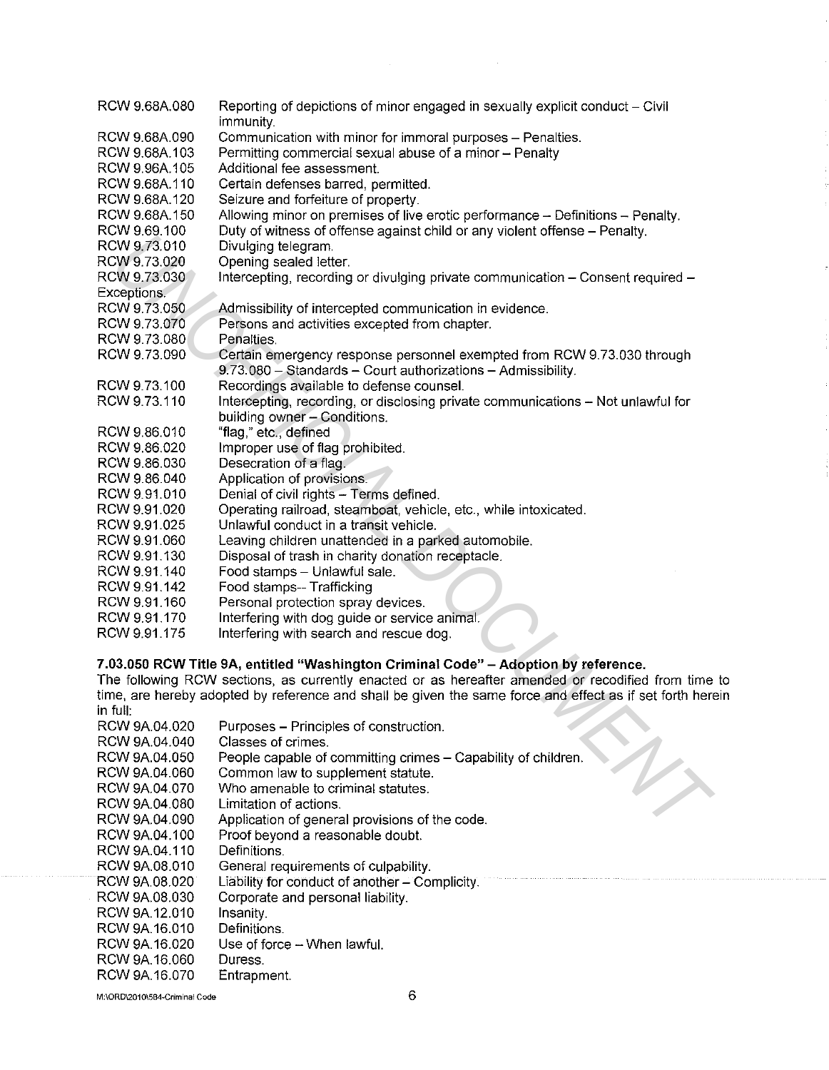| | |
|---|---|
| RCW 9.68A.080 | Reporting of depictions of minor engaged in sexually explicit conduct – Civil immunity. |
| RCW 9.68A.090 | Communication with minor for immoral purposes – Penalties. |
| RCW 9.68A.103 | Permitting commercial sexual abuse of a minor – Penalty |
| RCW 9.96A.105 | Additional fee assessment. |
| RCW 9.68A.110 | Certain defenses barred, permitted. |
| RCW 9.68A.120 | Seizure and forfeiture of property. |
| RCW 9.68A.150 | Allowing minor on premises of live erotic performance – Definitions – Penalty. |
| RCW 9.69.100 | Duty of witness of offense against child or any violent offense – Penalty. |
| RCW 9.73.010 | Divulging telegram. |
| RCW 9.73.020 | Opening sealed letter. |
| RCW 9.73.030 | Intercepting, recording or divulging private communication – Consent required – Exceptions. |
| RCW 9.73.050 | Admissibility of intercepted communication in evidence. |
| RCW 9.73.070 | Persons and activities excepted from chapter. |
| RCW 9.73.080 | Penalties. |
| RCW 9.73.090 | Certain emergency response personnel exempted from RCW 9.73.030 through 9.73.080 – Standards – Court authorizations – Admissibility. |
| RCW 9.73.100 | Recordings available to defense counsel. |
| RCW 9.73.110 | Intercepting, recording, or disclosing private communications – Not unlawful for building owner – Conditions. |
| RCW 9.86.010 | "flag," etc., defined |
| RCW 9.86.020 | Improper use of flag prohibited. |
| RCW 9.86.030 | Desecration of a flag. |
| RCW 9.86.040 | Application of provisions. |
| RCW 9.91.010 | Denial of civil rights – Terms defined. |
| RCW 9.91.020 | Operating railroad, steamboat, vehicle, etc., while intoxicated. |
| RCW 9.91.025 | Unlawful conduct in a transit vehicle. |
| RCW 9.91.060 | Leaving children unattended in a parked automobile. |
| RCW 9.91.130 | Disposal of trash in charity donation receptacle. |
| RCW 9.91.140 | Food stamps – Unlawful sale. |
| RCW 9.91.142 | Food stamps-- Trafficking |
| RCW 9.91.160 | Personal protection spray devices. |
| RCW 9.91.170 | Interfering with dog guide or service animal. |
| RCW 9.91.175 | Interfering with search and rescue dog. |

**7.03.050 RCW Title 9A, entitled "Washington Criminal Code" – Adoption by reference.**

The following RCW sections, as currently enacted or as hereafter amended or recodified from time to time, are hereby adopted by reference and shall be given the same force and effect as if set forth herein in full:

| | |
|---|---|
| RCW 9A.04.020 | Purposes – Principles of construction. |
| RCW 9A.04.040 | Classes of crimes. |
| RCW 9A.04.050 | People capable of committing crimes – Capability of children. |
| RCW 9A.04.060 | Common law to supplement statute. |
| RCW 9A.04.070 | Who amenable to criminal statutes. |
| RCW 9A.04.080 | Limitation of actions. |
| RCW 9A.04.090 | Application of general provisions of the code. |
| RCW 9A.04.100 | Proof beyond a reasonable doubt. |
| RCW 9A.04.110 | Definitions. |
| RCW 9A.08.010 | General requirements of culpability. |
| RCW 9A.08.020 | Liability for conduct of another – Complicity. |
| RCW 9A.08.030 | Corporate and personal liability. |
| RCW 9A.12.010 | Insanity. |
| RCW 9A.16.010 | Definitions. |
| RCW 9A.16.020 | Use of force – When lawful. |
| RCW 9A.16.060 | Duress. |
| RCW 9A.16.070 | Entrapment. |

M:\ORD\2010\584-Criminal Code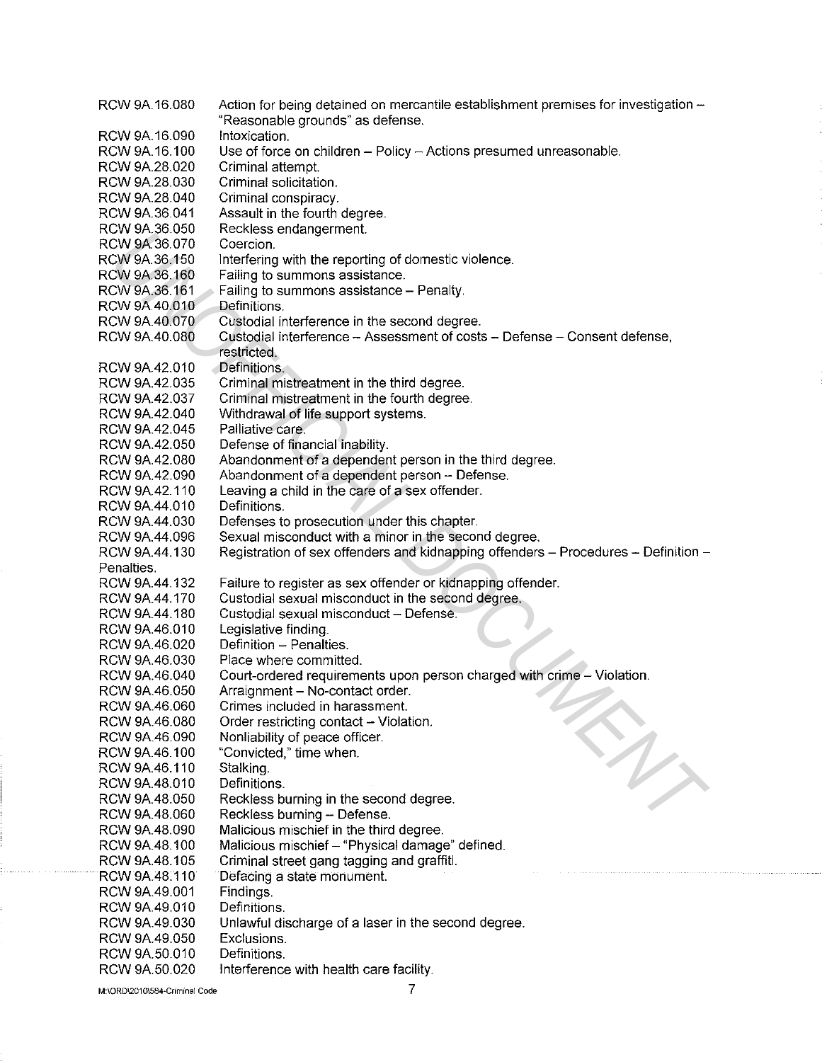| | |
|---|---|
| RCW 9A.16.080 | Action for being detained on mercantile establishment premises for investigation – "Reasonable grounds" as defense. |
| RCW 9A.16.090 | Intoxication. |
| RCW 9A.16.100 | Use of force on children – Policy – Actions presumed unreasonable. |
| RCW 9A.28.020 | Criminal attempt. |
| RCW 9A.28.030 | Criminal solicitation. |
| RCW 9A.28.040 | Criminal conspiracy. |
| RCW 9A.36.041 | Assault in the fourth degree. |
| RCW 9A.36.050 | Reckless endangerment. |
| RCW 9A.36.070 | Coercion. |
| RCW 9A.36.150 | Interfering with the reporting of domestic violence. |
| RCW 9A.36.160 | Failing to summons assistance. |
| RCW 9A.36.161 | Failing to summons assistance – Penalty. |
| RCW 9A.40.010 | Definitions. |
| RCW 9A.40.070 | Custodial interference in the second degree. |
| RCW 9A.40.080 | Custodial interference – Assessment of costs – Defense – Consent defense, restricted. |
| RCW 9A.42.010 | Definitions. |
| RCW 9A.42.035 | Criminal mistreatment in the third degree. |
| RCW 9A.42.037 | Criminal mistreatment in the fourth degree. |
| RCW 9A.42.040 | Withdrawal of life support systems. |
| RCW 9A.42.045 | Palliative care. |
| RCW 9A.42.050 | Defense of financial inability. |
| RCW 9A.42.080 | Abandonment of a dependent person in the third degree. |
| RCW 9A.42.090 | Abandonment of a dependent person – Defense. |
| RCW 9A.42.110 | Leaving a child in the care of a sex offender. |
| RCW 9A.44.010 | Definitions. |
| RCW 9A.44.030 | Defenses to prosecution under this chapter. |
| RCW 9A.44.096 | Sexual misconduct with a minor in the second degree. |
| RCW 9A.44.130 | Registration of sex offenders and kidnapping offenders – Procedures – Definition – Penalties. |
| RCW 9A.44.132 | Failure to register as sex offender or kidnapping offender. |
| RCW 9A.44.170 | Custodial sexual misconduct in the second degree. |
| RCW 9A.44.180 | Custodial sexual misconduct – Defense. |
| RCW 9A.46.010 | Legislative finding. |
| RCW 9A.46.020 | Definition – Penalties. |
| RCW 9A.46.030 | Place where committed. |
| RCW 9A.46.040 | Court-ordered requirements upon person charged with crime – Violation. |
| RCW 9A.46.050 | Arraignment – No-contact order. |
| RCW 9A.46.060 | Crimes included in harassment. |
| RCW 9A.46.080 | Order restricting contact – Violation. |
| RCW 9A.46.090 | Nonliability of peace officer. |
| RCW 9A.46.100 | "Convicted," time when. |
| RCW 9A.46.110 | Stalking. |
| RCW 9A.48.010 | Definitions. |
| RCW 9A.48.050 | Reckless burning in the second degree. |
| RCW 9A.48.060 | Reckless burning – Defense. |
| RCW 9A.48.090 | Malicious mischief in the third degree. |
| RCW 9A.48.100 | Malicious mischief – "Physical damage" defined. |
| RCW 9A.48.105 | Criminal street gang tagging and graffiti. |
| RCW 9A.48.110 | Defacing a state monument. |
| RCW 9A.49.001 | Findings. |
| RCW 9A.49.010 | Definitions. |
| RCW 9A.49.030 | Unlawful discharge of a laser in the second degree. |
| RCW 9A.49.050 | Exclusions. |
| RCW 9A.50.010 | Definitions. |
| RCW 9A.50.020 | Interference with health care facility. |

M:\ORD\2010\584-Criminal Code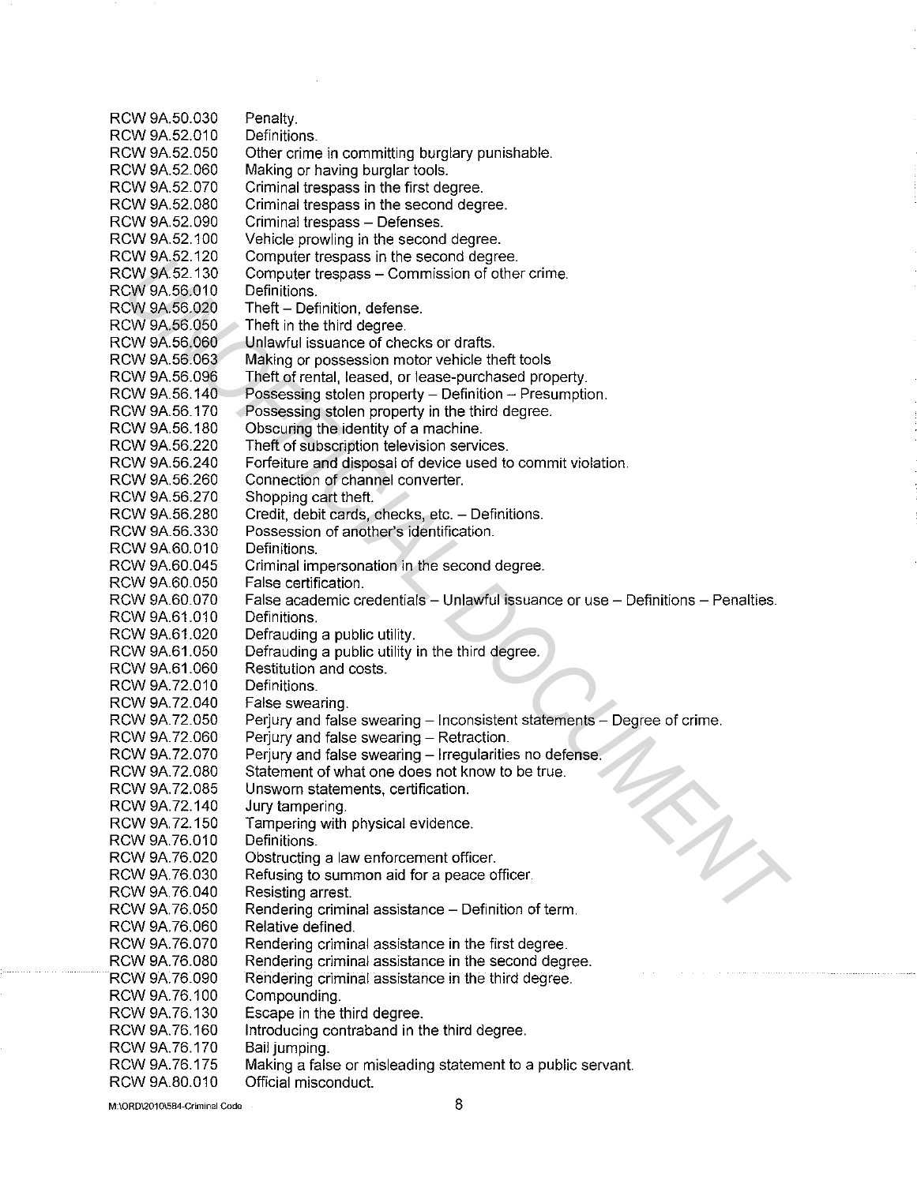| | |
|---|---|
| RCW 9A.50.030 | Penalty. |
| RCW 9A.52.010 | Definitions. |
| RCW 9A.52.050 | Other crime in committing burglary punishable. |
| RCW 9A.52.060 | Making or having burglar tools. |
| RCW 9A.52.070 | Criminal trespass in the first degree. |
| RCW 9A.52.080 | Criminal trespass in the second degree. |
| RCW 9A.52.090 | Criminal trespass – Defenses. |
| RCW 9A.52.100 | Vehicle prowling in the second degree. |
| RCW 9A.52.120 | Computer trespass in the second degree. |
| RCW 9A.52.130 | Computer trespass – Commission of other crime. |
| RCW 9A.56.010 | Definitions. |
| RCW 9A.56.020 | Theft – Definition, defense. |
| RCW 9A.56.050 | Theft in the third degree. |
| RCW 9A.56.060 | Unlawful issuance of checks or drafts. |
| RCW 9A.56.063 | Making or possession motor vehicle theft tools |
| RCW 9A.56.096 | Theft of rental, leased, or lease-purchased property. |
| RCW 9A.56.140 | Possessing stolen property – Definition – Presumption. |
| RCW 9A.56.170 | Possessing stolen property in the third degree. |
| RCW 9A.56.180 | Obscuring the identity of a machine. |
| RCW 9A.56.220 | Theft of subscription television services. |
| RCW 9A.56.240 | Forfeiture and disposal of device used to commit violation. |
| RCW 9A.56.260 | Connection of channel converter. |
| RCW 9A.56.270 | Shopping cart theft. |
| RCW 9A.56.280 | Credit, debit cards, checks, etc. – Definitions. |
| RCW 9A.56.330 | Possession of another's identification. |
| RCW 9A.60.010 | Definitions. |
| RCW 9A.60.045 | Criminal impersonation in the second degree. |
| RCW 9A.60.050 | False certification. |
| RCW 9A.60.070 | False academic credentials – Unlawful issuance or use – Definitions – Penalties. |
| RCW 9A.61.010 | Definitions. |
| RCW 9A.61.020 | Defrauding a public utility. |
| RCW 9A.61.050 | Defrauding a public utility in the third degree. |
| RCW 9A.61.060 | Restitution and costs. |
| RCW 9A.72.010 | Definitions. |
| RCW 9A.72.040 | False swearing. |
| RCW 9A.72.050 | Perjury and false swearing – Inconsistent statements – Degree of crime. |
| RCW 9A.72.060 | Perjury and false swearing – Retraction. |
| RCW 9A.72.070 | Perjury and false swearing – Irregularities no defense. |
| RCW 9A.72.080 | Statement of what one does not know to be true. |
| RCW 9A.72.085 | Unsworn statements, certification. |
| RCW 9A.72.140 | Jury tampering. |
| RCW 9A.72.150 | Tampering with physical evidence. |
| RCW 9A.76.010 | Definitions. |
| RCW 9A.76.020 | Obstructing a law enforcement officer. |
| RCW 9A.76.030 | Refusing to summon aid for a peace officer. |
| RCW 9A.76.040 | Resisting arrest. |
| RCW 9A.76.050 | Rendering criminal assistance – Definition of term. |
| RCW 9A.76.060 | Relative defined. |
| RCW 9A.76.070 | Rendering criminal assistance in the first degree. |
| RCW 9A.76.080 | Rendering criminal assistance in the second degree. |
| RCW 9A.76.090 | Rendering criminal assistance in the third degree. |
| RCW 9A.76.100 | Compounding. |
| RCW 9A.76.130 | Escape in the third degree. |
| RCW 9A.76.160 | Introducing contraband in the third degree. |
| RCW 9A.76.170 | Bail jumping. |
| RCW 9A.76.175 | Making a false or misleading statement to a public servant. |
| RCW 9A.80.010 | Official misconduct. |

M:\ORD\2010\584-Criminal Code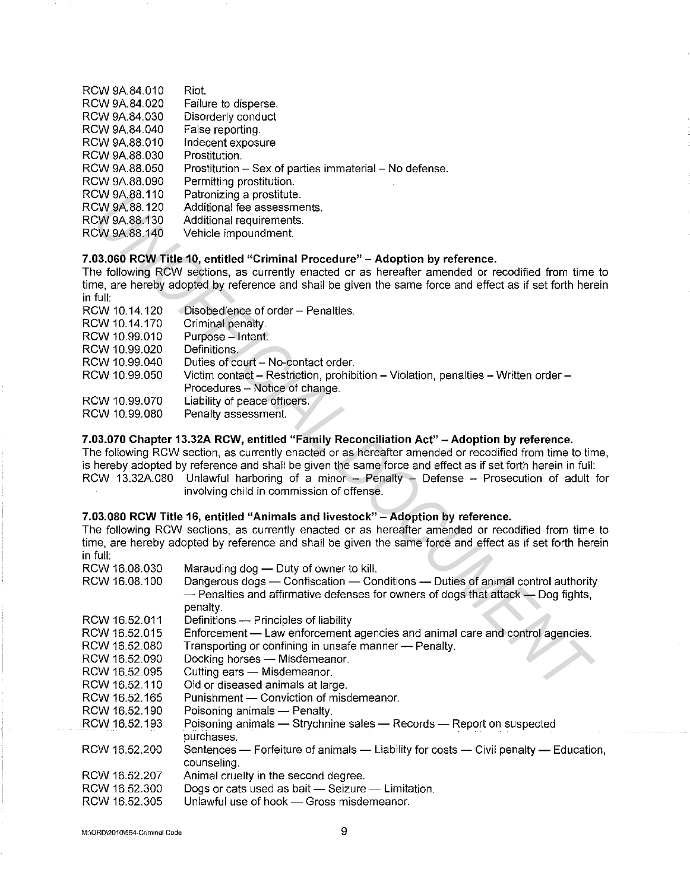| | |
|---|---|
| RCW 9A.84.010 | Riot. |
| RCW 9A.84.020 | Failure to disperse. |
| RCW 9A.84.030 | Disorderly conduct |
| RCW 9A.84.040 | False reporting. |
| RCW 9A.88.010 | Indecent exposure |
| RCW 9A.88.030 | Prostitution. |
| RCW 9A.88.050 | Prostitution – Sex of parties immaterial – No defense. |
| RCW 9A.88.090 | Permitting prostitution. |
| RCW 9A.88.110 | Patronizing a prostitute. |
| RCW 9A.88.120 | Additional fee assessments. |
| RCW 9A.88.130 | Additional requirements. |
| RCW 9A.88.140 | Vehicle impoundment. |

**7.03.060 RCW Title 10, entitled "Criminal Procedure" – Adoption by reference.**

The following RCW sections, as currently enacted or as hereafter amended or recodified from time to time, are hereby adopted by reference and shall be given the same force and effect as if set forth herein in full:

| | |
|---|---|
| RCW 10.14.120 | Disobedience of order – Penalties. |
| RCW 10.14.170 | Criminal penalty. |
| RCW 10.99.010 | Purpose – Intent. |
| RCW 10.99.020 | Definitions. |
| RCW 10.99.040 | Duties of court – No-contact order. |
| RCW 10.99.050 | Victim contact – Restriction, prohibition – Violation, penalties – Written order – Procedures – Notice of change. |
| RCW 10.99.070 | Liability of peace officers. |
| RCW 10.99.080 | Penalty assessment. |

**7.03.070 Chapter 13.32A RCW, entitled "Family Reconciliation Act" – Adoption by reference.**

The following RCW section, as currently enacted or as hereafter amended or recodified from time to time, is hereby adopted by reference and shall be given the same force and effect as if set forth herein in full:

| | |
|---|---|
| RCW 13.32A.080 | Unlawful harboring of a minor – Penalty – Defense – Prosecution of adult for involving child in commission of offense. |

**7.03.080 RCW Title 16, entitled "Animals and livestock" – Adoption by reference.**

The following RCW sections, as currently enacted or as hereafter amended or recodified from time to time, are hereby adopted by reference and shall be given the same force and effect as if set forth herein in full:

| | |
|---|---|
| RCW 16.08.030 | Marauding dog — Duty of owner to kill. |
| RCW 16.08.100 | Dangerous dogs — Confiscation — Conditions — Duties of animal control authority — Penalties and affirmative defenses for owners of dogs that attack — Dog fights, penalty. |
| RCW 16.52.011 | Definitions — Principles of liability |
| RCW 16.52.015 | Enforcement — Law enforcement agencies and animal care and control agencies. |
| RCW 16.52.080 | Transporting or confining in unsafe manner — Penalty. |
| RCW 16.52.090 | Docking horses — Misdemeanor. |
| RCW 16.52.095 | Cutting ears — Misdemeanor. |
| RCW 16.52.110 | Old or diseased animals at large. |
| RCW 16.52.165 | Punishment — Conviction of misdemeanor. |
| RCW 16.52.190 | Poisoning animals — Penalty. |
| RCW 16.52.193 | Poisoning animals — Strychnine sales — Records — Report on suspected purchases. |
| RCW 16.52.200 | Sentences — Forfeiture of animals — Liability for costs — Civil penalty — Education, counseling. |
| RCW 16.52.207 | Animal cruelty in the second degree. |
| RCW 16.52.300 | Dogs or cats used as bait — Seizure — Limitation. |
| RCW 16.52.305 | Unlawful use of hook — Gross misdemeanor. |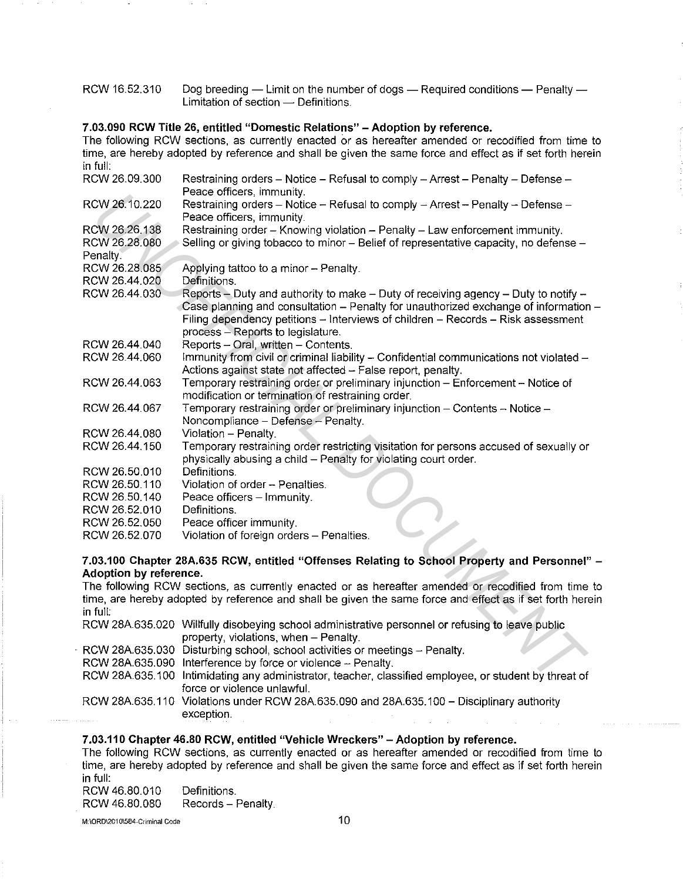| | |
|---|---|
| RCW 16.52.310 | Dog breeding — Limit on the number of dogs — Required conditions — Penalty — Limitation of section — Definitions. |

**7.03.090 RCW Title 26, entitled "Domestic Relations" – Adoption by reference.**

The following RCW sections, as currently enacted or as hereafter amended or recodified from time to time, are hereby adopted by reference and shall be given the same force and effect as if set forth herein in full:

| | |
|---|---|
| RCW 26.09.300 | Restraining orders – Notice – Refusal to comply – Arrest – Penalty – Defense – Peace officers, immunity. |
| RCW 26.10.220 | Restraining orders – Notice – Refusal to comply – Arrest – Penalty – Defense – Peace officers, immunity. |
| RCW 26.26.138 | Restraining order – Knowing violation – Penalty – Law enforcement immunity. |
| RCW 26.28.080 | Selling or giving tobacco to minor – Belief of representative capacity, no defense – Penalty. |
| RCW 26.28.085 | Applying tattoo to a minor – Penalty. |
| RCW 26.44.020 | Definitions. |
| RCW 26.44.030 | Reports – Duty and authority to make – Duty of receiving agency – Duty to notify – Case planning and consultation – Penalty for unauthorized exchange of information – Filing dependency petitions – Interviews of children – Records – Risk assessment process – Reports to legislature. |
| RCW 26.44.040 | Reports – Oral, written – Contents. |
| RCW 26.44.060 | Immunity from civil or criminal liability – Confidential communications not violated – Actions against state not affected – False report, penalty. |
| RCW 26.44.063 | Temporary restraining order or preliminary injunction – Enforcement – Notice of modification or termination of restraining order. |
| RCW 26.44.067 | Temporary restraining order or preliminary injunction – Contents – Notice – Noncompliance – Defense – Penalty. |
| RCW 26.44.080 | Violation – Penalty. |
| RCW 26.44.150 | Temporary restraining order restricting visitation for persons accused of sexually or physically abusing a child – Penalty for violating court order. |
| RCW 26.50.010 | Definitions. |
| RCW 26.50.110 | Violation of order – Penalties. |
| RCW 26.50.140 | Peace officers – Immunity. |
| RCW 26.52.010 | Definitions. |
| RCW 26.52.050 | Peace officer immunity. |
| RCW 26.52.070 | Violation of foreign orders – Penalties. |

**7.03.100 Chapter 28A.635 RCW, entitled "Offenses Relating to School Property and Personnel" – Adoption by reference.**

The following RCW sections, as currently enacted or as hereafter amended or recodified from time to time, are hereby adopted by reference and shall be given the same force and effect as if set forth herein in full:

| | |
|---|---|
| RCW 28A.635.020 | Willfully disobeying school administrative personnel or refusing to leave public property, violations, when – Penalty. |
| RCW 28A.635.030 | Disturbing school, school activities or meetings – Penalty. |
| RCW 28A.635.090 | Interference by force or violence – Penalty. |
| RCW 28A.635.100 | Intimidating any administrator, teacher, classified employee, or student by threat of force or violence unlawful. |
| RCW 28A.635.110 | Violations under RCW 28A.635.090 and 28A.635.100 – Disciplinary authority exception. |

**7.03.110 Chapter 46.80 RCW, entitled "Vehicle Wreckers" – Adoption by reference.**

The following RCW sections, as currently enacted or as hereafter amended or recodified from time to time, are hereby adopted by reference and shall be given the same force and effect as if set forth herein in full:

| | |
|---|---|
| RCW 46.80.010 | Definitions. |
| RCW 46.80.080 | Records – Penalty. |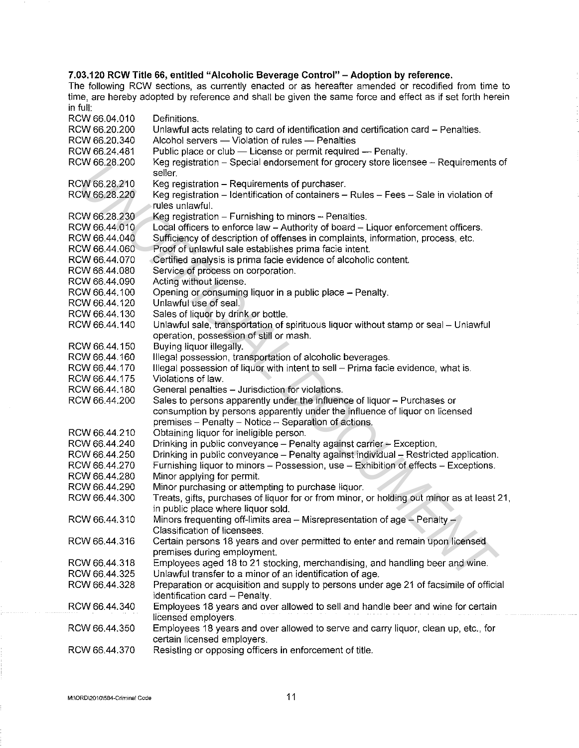**7.03.120 RCW Title 66, entitled "Alcoholic Beverage Control" – Adoption by reference.**

The following RCW sections, as currently enacted or as hereafter amended or recodified from time to time, are hereby adopted by reference and shall be given the same force and effect as if set forth herein in full:

| | |
|---|---|
| RCW 66.04.010 | Definitions. |
| RCW 66.20.200 | Unlawful acts relating to card of identification and certification card – Penalties. |
| RCW 66.20.340 | Alcohol servers — Violation of rules — Penalties |
| RCW 66.24.481 | Public place or club — License or permit required — Penalty. |
| RCW 66.28.200 | Keg registration – Special endorsement for grocery store licensee – Requirements of seller. |
| RCW 66.28.210 | Keg registration – Requirements of purchaser. |
| RCW 66.28.220 | Keg registration – Identification of containers – Rules – Fees – Sale in violation of rules unlawful. |
| RCW 66.28.230 | Keg registration – Furnishing to minors – Penalties. |
| RCW 66.44.010 | Local officers to enforce law – Authority of board – Liquor enforcement officers. |
| RCW 66.44.040 | Sufficiency of description of offenses in complaints, information, process, etc. |
| RCW 66.44.060 | Proof of unlawful sale establishes prima facie intent. |
| RCW 66.44.070 | Certified analysis is prima facie evidence of alcoholic content. |
| RCW 66.44.080 | Service of process on corporation. |
| RCW 66.44.090 | Acting without license. |
| RCW 66.44.100 | Opening or consuming liquor in a public place – Penalty. |
| RCW 66.44.120 | Unlawful use of seal. |
| RCW 66.44.130 | Sales of liquor by drink or bottle. |
| RCW 66.44.140 | Unlawful sale, transportation of spirituous liquor without stamp or seal – Unlawful operation, possession of still or mash. |
| RCW 66.44.150 | Buying liquor illegally. |
| RCW 66.44.160 | Illegal possession, transportation of alcoholic beverages. |
| RCW 66.44.170 | Illegal possession of liquor with intent to sell – Prima facie evidence, what is. |
| RCW 66.44.175 | Violations of law. |
| RCW 66.44.180 | General penalties – Jurisdiction for violations. |
| RCW 66.44.200 | Sales to persons apparently under the influence of liquor – Purchases or consumption by persons apparently under the influence of liquor on licensed premises – Penalty – Notice – Separation of actions. |
| RCW 66.44.210 | Obtaining liquor for ineligible person. |
| RCW 66.44.240 | Drinking in public conveyance – Penalty against carrier – Exception. |
| RCW 66.44.250 | Drinking in public conveyance – Penalty against individual – Restricted application. |
| RCW 66.44.270 | Furnishing liquor to minors – Possession, use – Exhibition of effects – Exceptions. |
| RCW 66.44.280 | Minor applying for permit. |
| RCW 66.44.290 | Minor purchasing or attempting to purchase liquor. |
| RCW 66.44.300 | Treats, gifts, purchases of liquor for or from minor, or holding out minor as at least 21, in public place where liquor sold. |
| RCW 66.44.310 | Minors frequenting off-limits area – Misrepresentation of age – Penalty – Classification of licensees. |
| RCW 66.44.316 | Certain persons 18 years and over permitted to enter and remain upon licensed premises during employment. |
| RCW 66.44.318 | Employees aged 18 to 21 stocking, merchandising, and handling beer and wine. |
| RCW 66.44.325 | Unlawful transfer to a minor of an identification of age. |
| RCW 66.44.328 | Preparation or acquisition and supply to persons under age 21 of facsimile of official identification card – Penalty. |
| RCW 66.44.340 | Employees 18 years and over allowed to sell and handle beer and wine for certain licensed employers. |
| RCW 66.44.350 | Employees 18 years and over allowed to serve and carry liquor, clean up, etc., for certain licensed employers. |
| RCW 66.44.370 | Resisting or opposing officers in enforcement of title. |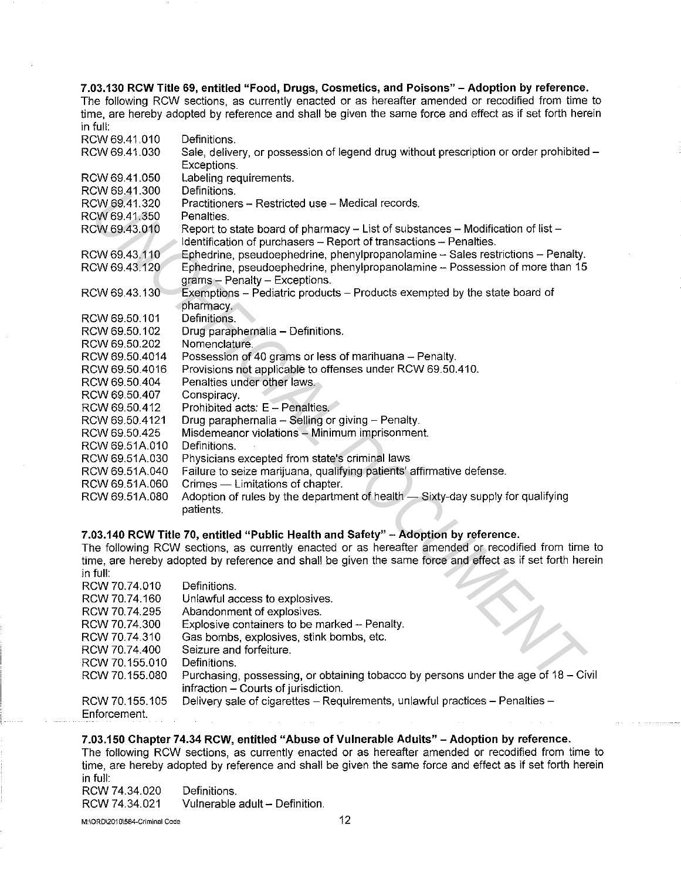**7.03.130 RCW Title 69, entitled "Food, Drugs, Cosmetics, and Poisons" – Adoption by reference.**
The following RCW sections, as currently enacted or as hereafter amended or recodified from time to time, are hereby adopted by reference and shall be given the same force and effect as if set forth herein in full:

| | |
|---|---|
| RCW 69.41.010 | Definitions. |
| RCW 69.41.030 | Sale, delivery, or possession of legend drug without prescription or order prohibited – Exceptions. |
| RCW 69.41.050 | Labeling requirements. |
| RCW 69.41.300 | Definitions. |
| RCW 69.41.320 | Practitioners – Restricted use – Medical records. |
| RCW 69.41.350 | Penalties. |
| RCW 69.43.010 | Report to state board of pharmacy – List of substances – Modification of list – Identification of purchasers – Report of transactions – Penalties. |
| RCW 69.43.110 | Ephedrine, pseudoephedrine, phenylpropanolamine – Sales restrictions – Penalty. |
| RCW 69.43.120 | Ephedrine, pseudoephedrine, phenylpropanolamine – Possession of more than 15 grams – Penalty – Exceptions. |
| RCW 69.43.130 | Exemptions – Pediatric products – Products exempted by the state board of pharmacy. |
| RCW 69.50.101 | Definitions. |
| RCW 69.50.102 | Drug paraphernalia – Definitions. |
| RCW 69.50.202 | Nomenclature. |
| RCW 69.50.4014 | Possession of 40 grams or less of marihuana – Penalty. |
| RCW 69.50.4016 | Provisions not applicable to offenses under RCW 69.50.410. |
| RCW 69.50.404 | Penalties under other laws. |
| RCW 69.50.407 | Conspiracy. |
| RCW 69.50.412 | Prohibited acts: E – Penalties. |
| RCW 69.50.4121 | Drug paraphernalia – Selling or giving – Penalty. |
| RCW 69.50.425 | Misdemeanor violations – Minimum imprisonment. |
| RCW 69.51A.010 | Definitions. |
| RCW 69.51A.030 | Physicians excepted from state's criminal laws |
| RCW 69.51A.040 | Failure to seize marijuana, qualifying patients' affirmative defense. |
| RCW 69.51A.060 | Crimes — Limitations of chapter. |
| RCW 69.51A.080 | Adoption of rules by the department of health — Sixty-day supply for qualifying patients. |

**7.03.140 RCW Title 70, entitled "Public Health and Safety" – Adoption by reference.**
The following RCW sections, as currently enacted or as hereafter amended or recodified from time to time, are hereby adopted by reference and shall be given the same force and effect as if set forth herein in full:

| | |
|---|---|
| RCW 70.74.010 | Definitions. |
| RCW 70.74.160 | Unlawful access to explosives. |
| RCW 70.74.295 | Abandonment of explosives. |
| RCW 70.74.300 | Explosive containers to be marked – Penalty. |
| RCW 70.74.310 | Gas bombs, explosives, stink bombs, etc. |
| RCW 70.74.400 | Seizure and forfeiture. |
| RCW 70.155.010 | Definitions. |
| RCW 70.155.080 | Purchasing, possessing, or obtaining tobacco by persons under the age of 18 – Civil infraction – Courts of jurisdiction. |
| RCW 70.155.105 | Delivery sale of cigarettes – Requirements, unlawful practices – Penalties – Enforcement. |

**7.03.150 Chapter 74.34 RCW, entitled "Abuse of Vulnerable Adults" – Adoption by reference.**
The following RCW sections, as currently enacted or as hereafter amended or recodified from time to time, are hereby adopted by reference and shall be given the same force and effect as if set forth herein in full:

| | |
|---|---|
| RCW 74.34.020 | Definitions. |
| RCW 74.34.021 | Vulnerable adult – Definition. |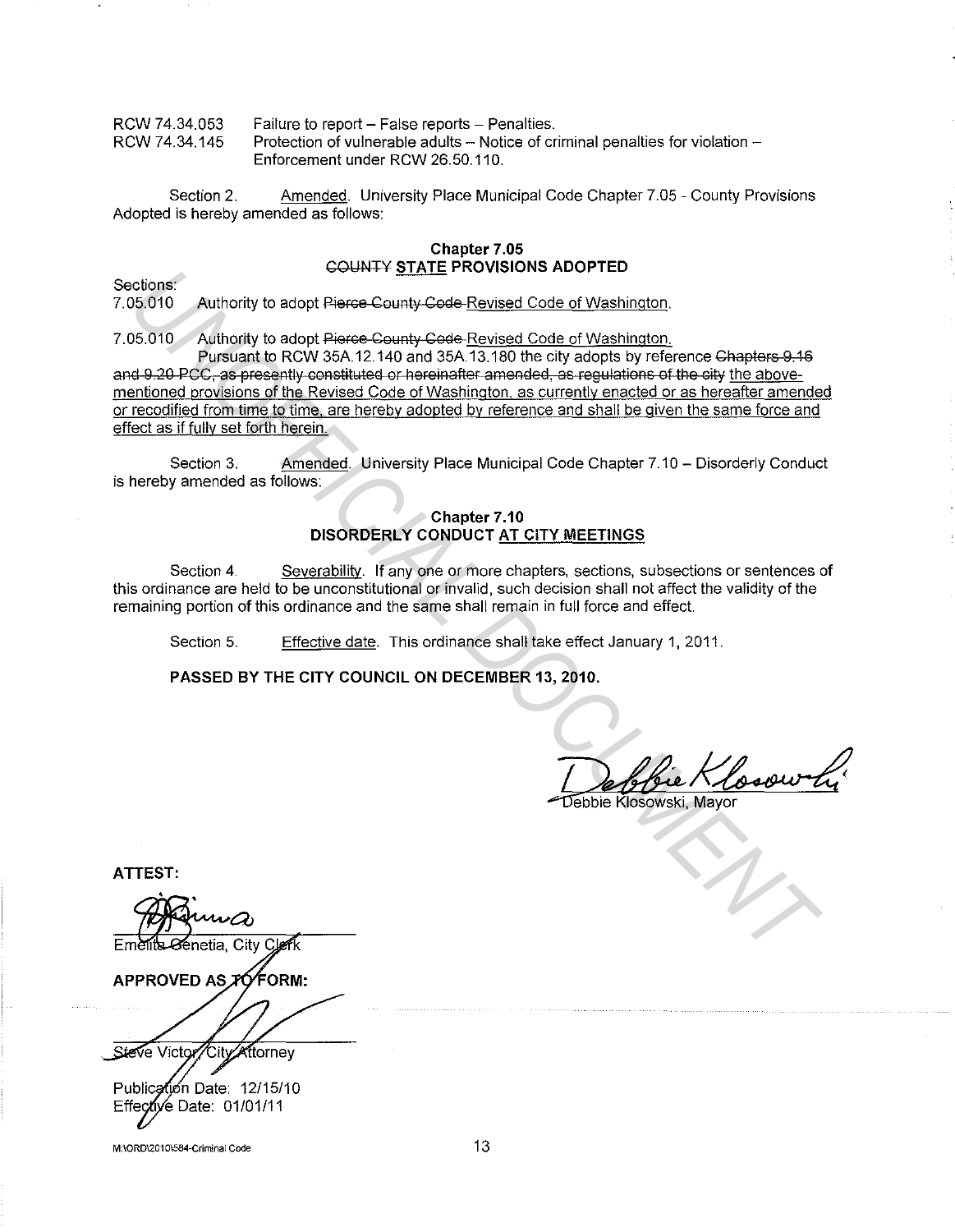RCW 74.34.053 Failure to report – False reports – Penalties.
RCW 74.34.145 Protection of vulnerable adults – Notice of criminal penalties for violation – Enforcement under RCW 26.50.110.

Section 2. Amended. University Place Municipal Code Chapter 7.05 - County Provisions Adopted is hereby amended as follows:

**Chapter 7.05**
**~~COUNTY~~ STATE PROVISIONS ADOPTED**

Sections:
7.05.010 Authority to adopt ~~Pierce County Code~~ Revised Code of Washington.

7.05.010 Authority to adopt ~~Pierce County Code~~ Revised Code of Washington.
Pursuant to RCW 35A.12.140 and 35A.13.180 the city adopts by reference ~~Chapters 9.16 and 9.20 PCC, as presently constituted or hereinafter amended, as regulations of the city~~ the above-mentioned provisions of the Revised Code of Washington, as currently enacted or as hereafter amended or recodified from time to time, are hereby adopted by reference and shall be given the same force and effect as if fully set forth herein.

Section 3. Amended. University Place Municipal Code Chapter 7.10 – Disorderly Conduct is hereby amended as follows:

**Chapter 7.10**
**DISORDERLY CONDUCT AT CITY MEETINGS**

Section 4. Severability. If any one or more chapters, sections, subsections or sentences of this ordinance are held to be unconstitutional or invalid, such decision shall not affect the validity of the remaining portion of this ordinance and the same shall remain in full force and effect.

Section 5. Effective date. This ordinance shall take effect January 1, 2011.

**PASSED BY THE CITY COUNCIL ON DECEMBER 13, 2010.**

Debbie Klosowski, Mayor

**ATTEST:**

Emelita Genetia, City Clerk

**APPROVED AS TO FORM:**

Steve Victor, City Attorney

Publication Date: 12/15/10
Effective Date: 01/01/11

M:\ORD\2010\584-Criminal Code